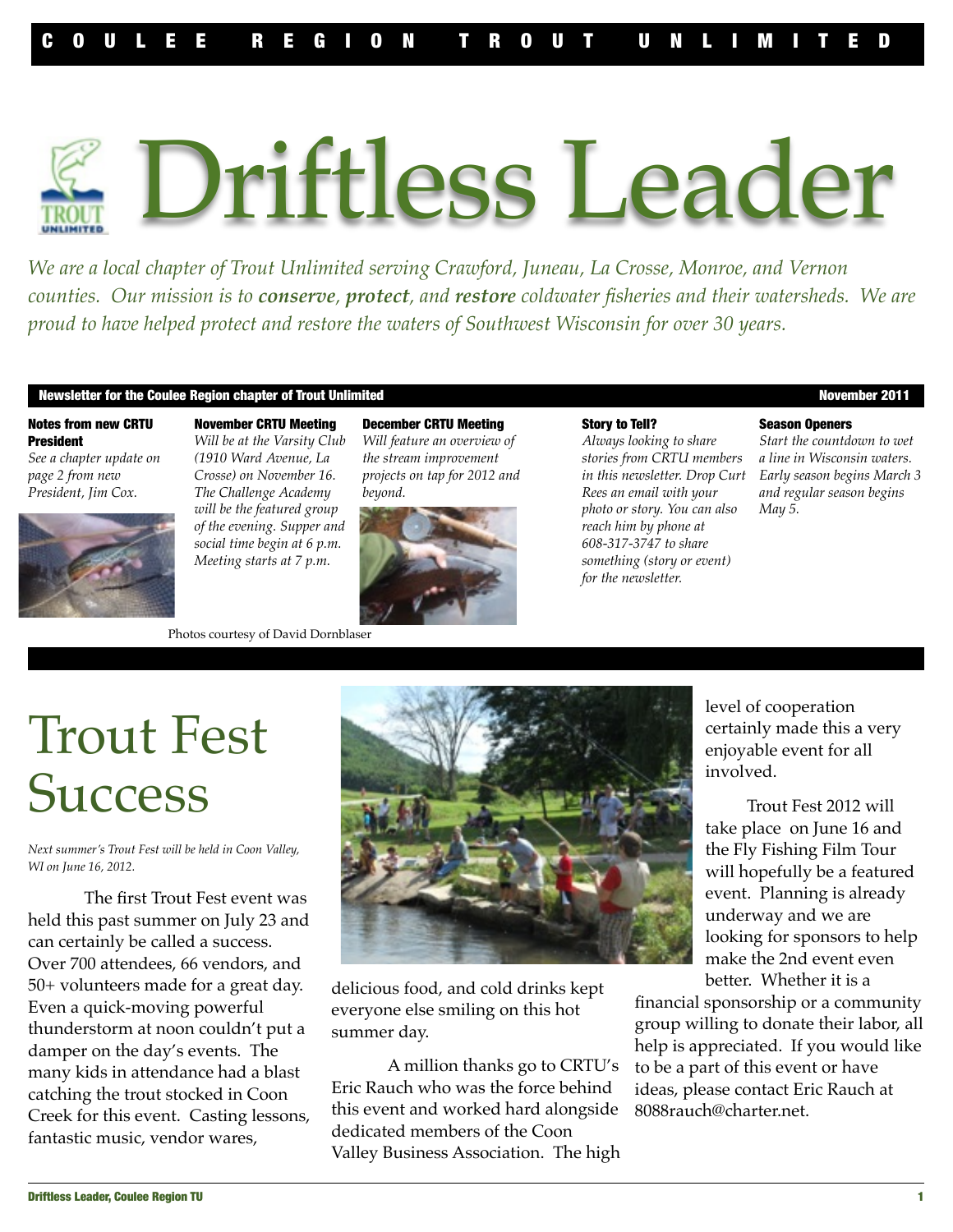COULEE REGION TROUT UNLIMITED

# Driftless Leader

*We are a local chapter of Trout Unlimited serving Crawford, Juneau, La Crosse, Monroe, and Vernon counties. Our mission is to **conserve**, **protect**, and **restore** coldwater fisheries and their watersheds. We are proud to have helped protect and restore the waters of Southwest Wisconsin for over 30 years.*

**Newsletter for the Coulee Region chapter of Trout Unlimited** — **November 2011**

**Notes from new CRTU President**
*See a chapter update on page 2 from new President, Jim Cox.*

**November CRTU Meeting**
*Will be at the Varsity Club (1910 Ward Avenue, La Crosse) on November 16. The Challenge Academy will be the featured group of the evening. Supper and social time begin at 6 p.m. Meeting starts at 7 p.m.*

**December CRTU Meeting**
*Will feature an overview of the stream improvement projects on tap for 2012 and beyond.*

Photos courtesy of David Dornblaser

**Story to Tell?**
*Always looking to share stories from CRTU members in this newsletter. Drop Curt Rees an email with your photo or story. You can also reach him by phone at 608-317-3747 to share something (story or event) for the newsletter.*

**Season Openers**
*Start the countdown to wet a line in Wisconsin waters. Early season begins March 3 and regular season begins May 5.*

# Trout Fest Success

*Next summer's Trout Fest will be held in Coon Valley, WI on June 16, 2012.*

The first Trout Fest event was held this past summer on July 23 and can certainly be called a success. Over 700 attendees, 66 vendors, and 50+ volunteers made for a great day. Even a quick-moving powerful thunderstorm at noon couldn't put a damper on the day's events. The many kids in attendance had a blast catching the trout stocked in Coon Creek for this event. Casting lessons, fantastic music, vendor wares, delicious food, and cold drinks kept everyone else smiling on this hot summer day.

A million thanks go to CRTU's Eric Rauch who was the force behind this event and worked hard alongside dedicated members of the Coon Valley Business Association. The high level of cooperation certainly made this a very enjoyable event for all involved.

Trout Fest 2012 will take place on June 16 and the Fly Fishing Film Tour will hopefully be a featured event. Planning is already underway and we are looking for sponsors to help make the 2nd event even better. Whether it is a financial sponsorship or a community group willing to donate their labor, all help is appreciated. If you would like to be a part of this event or have ideas, please contact Eric Rauch at 8088rauch@charter.net.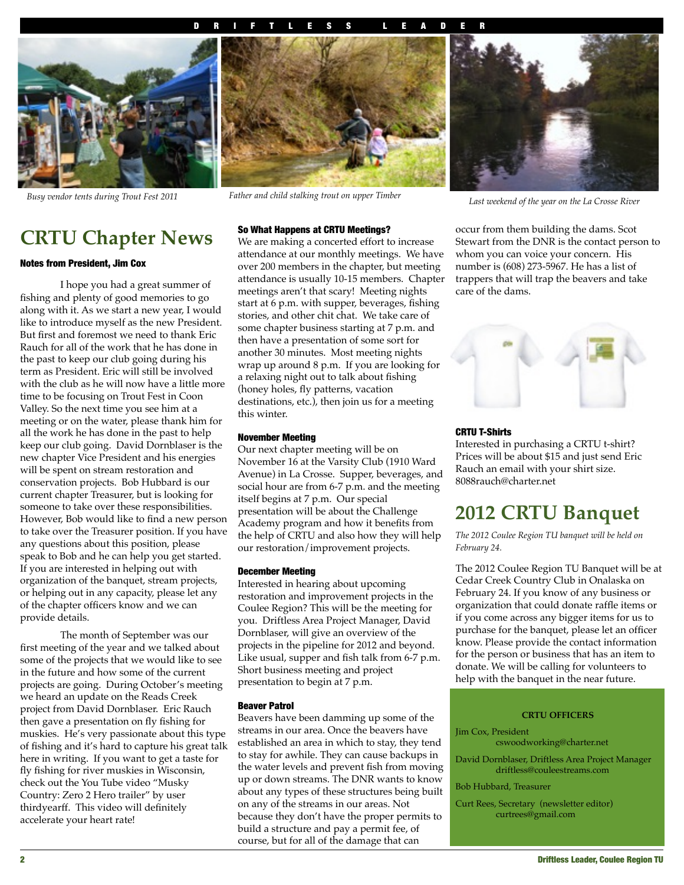*Busy vendor tents during Trout Fest 2011*

*Father and child stalking trout on upper Timber*

*Last weekend of the year on the La Crosse River*

# CRTU Chapter News

### Notes from President, Jim Cox

I hope you had a great summer of fishing and plenty of good memories to go along with it. As we start a new year, I would like to introduce myself as the new President. But first and foremost we need to thank Eric Rauch for all of the work that he has done in the past to keep our club going during his term as President. Eric will still be involved with the club as he will now have a little more time to be focusing on Trout Fest in Coon Valley. So the next time you see him at a meeting or on the water, please thank him for all the work he has done in the past to help keep our club going. David Dornblaser is the new chapter Vice President and his energies will be spent on stream restoration and conservation projects. Bob Hubbard is our current chapter Treasurer, but is looking for someone to take over these responsibilities. However, Bob would like to find a new person to take over the Treasurer position. If you have any questions about this position, please speak to Bob and he can help you get started. If you are interested in helping out with organization of the banquet, stream projects, or helping out in any capacity, please let any of the chapter officers know and we can provide details.

The month of September was our first meeting of the year and we talked about some of the projects that we would like to see in the future and how some of the current projects are going. During October's meeting we heard an update on the Reads Creek project from David Dornblaser. Eric Rauch then gave a presentation on fly fishing for muskies. He's very passionate about this type of fishing and it's hard to capture his great talk here in writing. If you want to get a taste for fly fishing for river muskies in Wisconsin, check out the You Tube video "Musky Country: Zero 2 Hero trailer" by user thirdyearff. This video will definitely accelerate your heart rate!

### So What Happens at CRTU Meetings?

We are making a concerted effort to increase attendance at our monthly meetings. We have over 200 members in the chapter, but meeting attendance is usually 10-15 members. Chapter meetings aren't that scary! Meeting nights start at 6 p.m. with supper, beverages, fishing stories, and other chit chat. We take care of some chapter business starting at 7 p.m. and then have a presentation of some sort for another 30 minutes. Most meeting nights wrap up around 8 p.m. If you are looking for a relaxing night out to talk about fishing (honey holes, fly patterns, vacation destinations, etc.), then join us for a meeting this winter.

### November Meeting

Our next chapter meeting will be on November 16 at the Varsity Club (1910 Ward Avenue) in La Crosse. Supper, beverages, and social hour are from 6-7 p.m. and the meeting itself begins at 7 p.m. Our special presentation will be about the Challenge Academy program and how it benefits from the help of CRTU and also how they will help our restoration/improvement projects.

### December Meeting

Interested in hearing about upcoming restoration and improvement projects in the Coulee Region? This will be the meeting for you. Driftless Area Project Manager, David Dornblaser, will give an overview of the projects in the pipeline for 2012 and beyond. Like usual, supper and fish talk from 6-7 p.m. Short business meeting and project presentation to begin at 7 p.m.

### Beaver Patrol

Beavers have been damming up some of the streams in our area. Once the beavers have established an area in which to stay, they tend to stay for awhile. They can cause backups in the water levels and prevent fish from moving up or down streams. The DNR wants to know about any types of these structures being built on any of the streams in our areas. Not because they don't have the proper permits to build a structure and pay a permit fee, of course, but for all of the damage that can occur from them building the dams. Scot Stewart from the DNR is the contact person to whom you can voice your concern. His number is (608) 273-5967. He has a list of trappers that will trap the beavers and take care of the dams.

### CRTU T-Shirts

Interested in purchasing a CRTU t-shirt? Prices will be about $15 and just send Eric Rauch an email with your shirt size. 8088rauch@charter.net

# 2012 CRTU Banquet

*The 2012 Coulee Region TU banquet will be held on February 24.*

The 2012 Coulee Region TU Banquet will be at Cedar Creek Country Club in Onalaska on February 24. If you know of any business or organization that could donate raffle items or if you come across any bigger items for us to purchase for the banquet, please let an officer know. Please provide the contact information for the person or business that has an item to donate. We will be calling for volunteers to help with the banquet in the near future.

**CRTU OFFICERS**

Jim Cox, President
cswoodworking@charter.net

David Dornblaser, Driftless Area Project Manager
driftless@couleestreams.com

Bob Hubbard, Treasurer

Curt Rees, Secretary (newsletter editor)
curtrees@gmail.com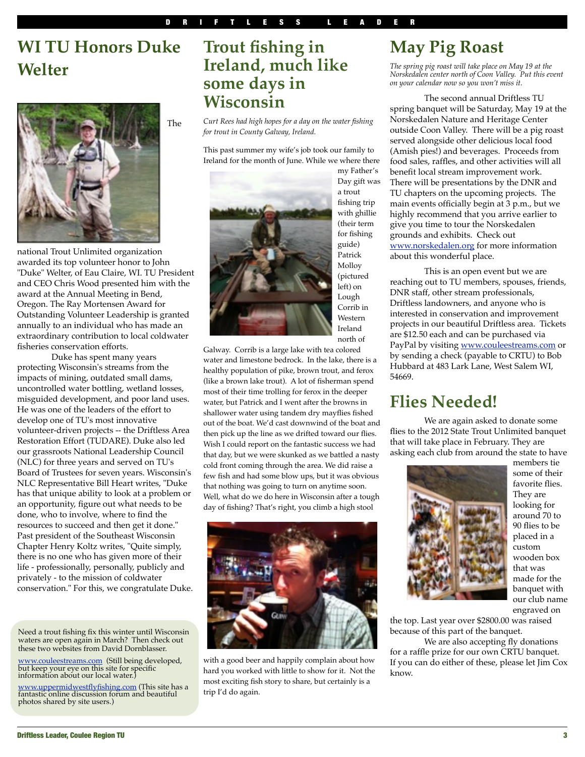# WI TU Honors Duke Welter

The national Trout Unlimited organization awarded its top volunteer honor to John "Duke" Welter, of Eau Claire, WI. TU President and CEO Chris Wood presented him with the award at the Annual Meeting in Bend, Oregon. The Ray Mortensen Award for Outstanding Volunteer Leadership is granted annually to an individual who has made an extraordinary contribution to local coldwater fisheries conservation efforts.

Duke has spent many years protecting Wisconsin's streams from the impacts of mining, outdated small dams, uncontrolled water bottling, wetland losses, misguided development, and poor land uses. He was one of the leaders of the effort to develop one of TU's most innovative volunteer-driven projects -- the Driftless Area Restoration Effort (TUDARE). Duke also led our grassroots National Leadership Council (NLC) for three years and served on TU's Board of Trustees for seven years. Wisconsin's NLC Representative Bill Heart writes, "Duke has that unique ability to look at a problem or an opportunity, figure out what needs to be done, who to involve, where to find the resources to succeed and then get it done." Past president of the Southeast Wisconsin Chapter Henry Koltz writes, "Quite simply, there is no one who has given more of their life - professionally, personally, publicly and privately - to the mission of coldwater conservation." For this, we congratulate Duke.

Need a trout fishing fix this winter until Wisconsin waters are open again in March? Then check out these two websites from David Dornblasser.

www.couleestreams.com (Still being developed, but keep your eye on this site for specific information about our local water.)

www.uppermidwestflyfishing.com (This site has a fantastic online discussion forum and beautiful photos shared by site users.)

# Trout fishing in Ireland, much like some days in Wisconsin

*Curt Rees had high hopes for a day on the water fishing for trout in County Galway, Ireland.*

This past summer my wife's job took our family to Ireland for the month of June. While we where there my Father's Day gift was a trout fishing trip with ghillie (their term for fishing guide) Patrick Molloy (pictured left) on Lough Corrib in Western Ireland north of Galway. Corrib is a large lake with tea colored water and limestone bedrock. In the lake, there is a healthy population of pike, brown trout, and ferox (like a brown lake trout). A lot of fisherman spend most of their time trolling for ferox in the deeper water, but Patrick and I went after the browns in shallower water using tandem dry mayflies fished out of the boat. We'd cast downwind of the boat and then pick up the line as we drifted toward our flies. Wish I could report on the fantastic success we had that day, but we were skunked as we battled a nasty cold front coming through the area. We did raise a few fish and had some blow ups, but it was obvious that nothing was going to turn on anytime soon. Well, what do we do here in Wisconsin after a tough day of fishing? That's right, you climb a high stool with a good beer and happily complain about how hard you worked with little to show for it. Not the most exciting fish story to share, but certainly is a trip I'd do again.

# May Pig Roast

*The spring pig roast will take place on May 19 at the Norskedalen center north of Coon Valley. Put this event on your calendar now so you won't miss it.*

The second annual Driftless TU spring banquet will be Saturday, May 19 at the Norskedalen Nature and Heritage Center outside Coon Valley. There will be a pig roast served alongside other delicious local food (Amish pies!) and beverages. Proceeds from food sales, raffles, and other activities will all benefit local stream improvement work. There will be presentations by the DNR and TU chapters on the upcoming projects. The main events officially begin at 3 p.m., but we highly recommend that you arrive earlier to give you time to tour the Norskedalen grounds and exhibits. Check out www.norskedalen.org for more information about this wonderful place.

This is an open event but we are reaching out to TU members, spouses, friends, DNR staff, other stream professionals, Driftless landowners, and anyone who is interested in conservation and improvement projects in our beautiful Driftless area. Tickets are $12.50 each and can be purchased via PayPal by visiting www.couleestreams.com or by sending a check (payable to CRTU) to Bob Hubbard at 483 Lark Lane, West Salem WI, 54669.

# Flies Needed!

We are again asked to donate some flies to the 2012 State Trout Unlimited banquet that will take place in February. They are asking each club from around the state to have members tie some of their favorite flies. They are looking for around 70 to 90 flies to be placed in a custom wooden box that was made for the banquet with our club name engraved on the top. Last year over $2800.00 was raised because of this part of the banquet.

We are also accepting fly donations for a raffle prize for our own CRTU banquet. If you can do either of these, please let Jim Cox know.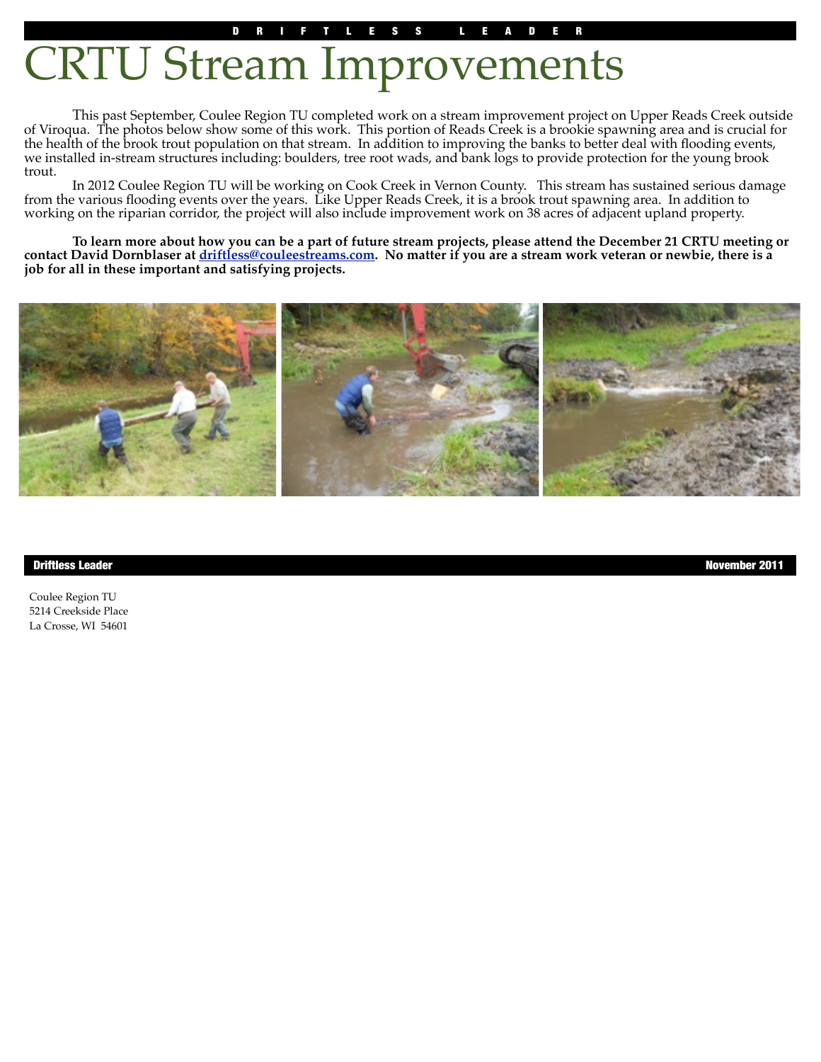# CRTU Stream Improvements

This past September, Coulee Region TU completed work on a stream improvement project on Upper Reads Creek outside of Viroqua. The photos below show some of this work. This portion of Reads Creek is a brookie spawning area and is crucial for the health of the brook trout population on that stream. In addition to improving the banks to better deal with flooding events, we installed in-stream structures including: boulders, tree root wads, and bank logs to provide protection for the young brook trout.

In 2012 Coulee Region TU will be working on Cook Creek in Vernon County. This stream has sustained serious damage from the various flooding events over the years. Like Upper Reads Creek, it is a brook trout spawning area. In addition to working on the riparian corridor, the project will also include improvement work on 38 acres of adjacent upland property.

**To learn more about how you can be a part of future stream projects, please attend the December 21 CRTU meeting or contact David Dornblaser at driftless@couleestreams.com. No matter if you are a stream work veteran or newbie, there is a job for all in these important and satisfying projects.**

Coulee Region TU
5214 Creekside Place
La Crosse, WI 54601